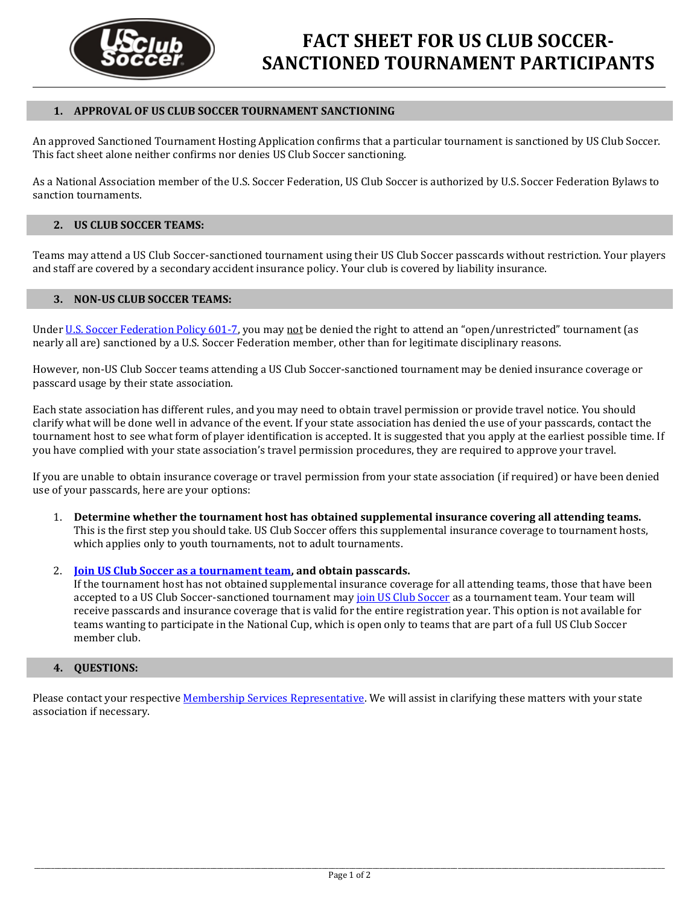# FACT SHEET FOR US CLUB SOCCER-SANCTIONED TOURNAMENT PARTICIPANTS

## 1. APPROVAL OF US CLUB SOCCER TOURNAMENT SANCTIONING

An approved Sanctioned Tournament Hosting Application confirms that a particular tournament is sanctioned by US Club Soccer. This fact sheet alone neither confirms nor denies US Club Soccer sanctioning.

As a National Association member of the U.S. Soccer Federation, US Club Soccer is authorized by U.S. Soccer Federation Bylaws to sanction tournaments.

## 2. US CLUB SOCCER TEAMS:

Teams may attend a US Club Soccer-sanctioned tournament using their US Club Soccer passcards without restriction. Your players and staff are covered by a secondary accident insurance policy. Your club is covered by liability insurance.

## 3. NON-US CLUB SOCCER TEAMS:

Under U.S. Soccer Federation Policy 601-7, you may not be denied the right to attend an "open/unrestricted" tournament (as nearly all are) sanctioned by a U.S. Soccer Federation member, other than for legitimate disciplinary reasons.

However, non-US Club Soccer teams attending a US Club Soccer-sanctioned tournament may be denied insurance coverage or passcard usage by their state association.

Each state association has different rules, and you may need to obtain travel permission or provide travel notice. You should clarify what will be done well in advance of the event. If your state association has denied the use of your passcards, contact the tournament host to see what form of player identification is accepted. It is suggested that you apply at the earliest possible time. If you have complied with your state association's travel permission procedures, they are required to approve your travel.

If you are unable to obtain insurance coverage or travel permission from your state association (if required) or have been denied use of your passcards, here are your options:

1. **Determine whether the tournament host has obtained supplemental insurance covering all attending teams.** This is the first step you should take. US Club Soccer offers this supplemental insurance coverage to tournament hosts, which applies only to youth tournaments, not to adult tournaments.

2. **Join US Club Soccer as a tournament team, and obtain passcards.**
   If the tournament host has not obtained supplemental insurance coverage for all attending teams, those that have been accepted to a US Club Soccer-sanctioned tournament may join US Club Soccer as a tournament team. Your team will receive passcards and insurance coverage that is valid for the entire registration year. This option is not available for teams wanting to participate in the National Cup, which is open only to teams that are part of a full US Club Soccer member club.

## 4. QUESTIONS:

Please contact your respective Membership Services Representative. We will assist in clarifying these matters with your state association if necessary.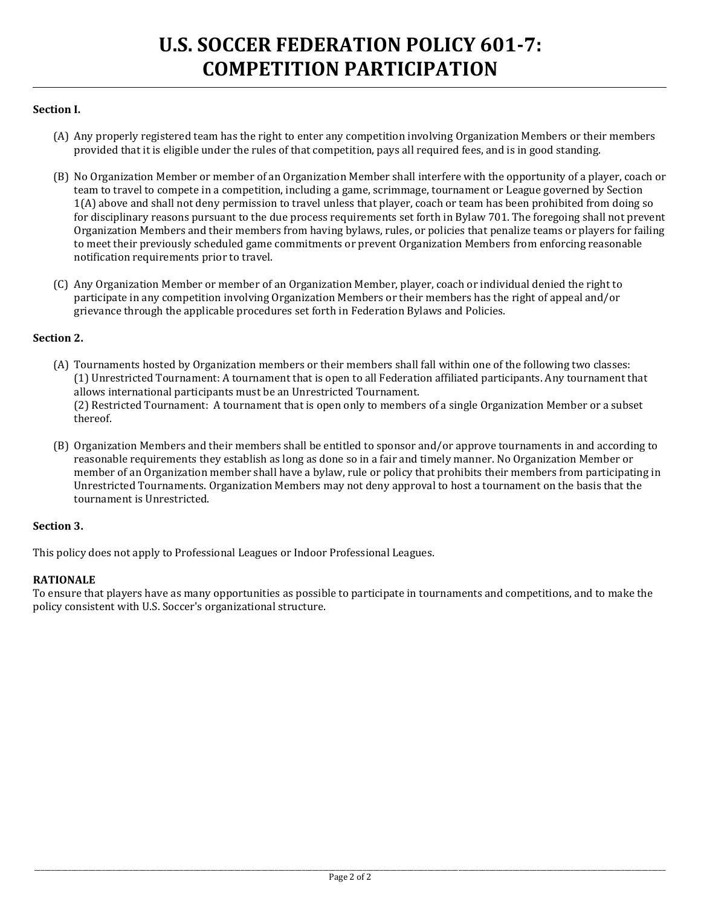# U.S. SOCCER FEDERATION POLICY 601-7: COMPETITION PARTICIPATION

**Section I.**

(A) Any properly registered team has the right to enter any competition involving Organization Members or their members provided that it is eligible under the rules of that competition, pays all required fees, and is in good standing.

(B) No Organization Member or member of an Organization Member shall interfere with the opportunity of a player, coach or team to travel to compete in a competition, including a game, scrimmage, tournament or League governed by Section 1(A) above and shall not deny permission to travel unless that player, coach or team has been prohibited from doing so for disciplinary reasons pursuant to the due process requirements set forth in Bylaw 701. The foregoing shall not prevent Organization Members and their members from having bylaws, rules, or policies that penalize teams or players for failing to meet their previously scheduled game commitments or prevent Organization Members from enforcing reasonable notification requirements prior to travel.

(C) Any Organization Member or member of an Organization Member, player, coach or individual denied the right to participate in any competition involving Organization Members or their members has the right of appeal and/or grievance through the applicable procedures set forth in Federation Bylaws and Policies.

**Section 2.**

(A) Tournaments hosted by Organization members or their members shall fall within one of the following two classes:
(1) Unrestricted Tournament: A tournament that is open to all Federation affiliated participants. Any tournament that allows international participants must be an Unrestricted Tournament.
(2) Restricted Tournament: A tournament that is open only to members of a single Organization Member or a subset thereof.

(B) Organization Members and their members shall be entitled to sponsor and/or approve tournaments in and according to reasonable requirements they establish as long as done so in a fair and timely manner. No Organization Member or member of an Organization member shall have a bylaw, rule or policy that prohibits their members from participating in Unrestricted Tournaments. Organization Members may not deny approval to host a tournament on the basis that the tournament is Unrestricted.

**Section 3.**

This policy does not apply to Professional Leagues or Indoor Professional Leagues.

**RATIONALE**

To ensure that players have as many opportunities as possible to participate in tournaments and competitions, and to make the policy consistent with U.S. Soccer's organizational structure.